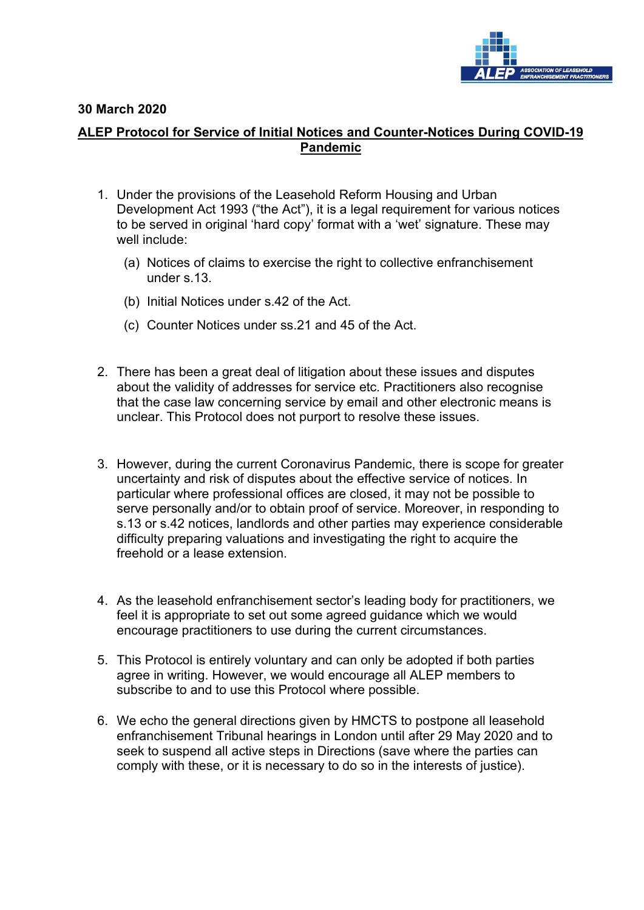**30 March 2020**

## ALEP Protocol for Service of Initial Notices and Counter-Notices During COVID-19 Pandemic

1. Under the provisions of the Leasehold Reform Housing and Urban Development Act 1993 ("the Act"), it is a legal requirement for various notices to be served in original 'hard copy' format with a 'wet' signature. These may well include:

   (a) Notices of claims to exercise the right to collective enfranchisement under s.13.

   (b) Initial Notices under s.42 of the Act.

   (c) Counter Notices under ss.21 and 45 of the Act.

2. There has been a great deal of litigation about these issues and disputes about the validity of addresses for service etc. Practitioners also recognise that the case law concerning service by email and other electronic means is unclear. This Protocol does not purport to resolve these issues.

3. However, during the current Coronavirus Pandemic, there is scope for greater uncertainty and risk of disputes about the effective service of notices. In particular where professional offices are closed, it may not be possible to serve personally and/or to obtain proof of service. Moreover, in responding to s.13 or s.42 notices, landlords and other parties may experience considerable difficulty preparing valuations and investigating the right to acquire the freehold or a lease extension.

4. As the leasehold enfranchisement sector's leading body for practitioners, we feel it is appropriate to set out some agreed guidance which we would encourage practitioners to use during the current circumstances.

5. This Protocol is entirely voluntary and can only be adopted if both parties agree in writing. However, we would encourage all ALEP members to subscribe to and to use this Protocol where possible.

6. We echo the general directions given by HMCTS to postpone all leasehold enfranchisement Tribunal hearings in London until after 29 May 2020 and to seek to suspend all active steps in Directions (save where the parties can comply with these, or it is necessary to do so in the interests of justice).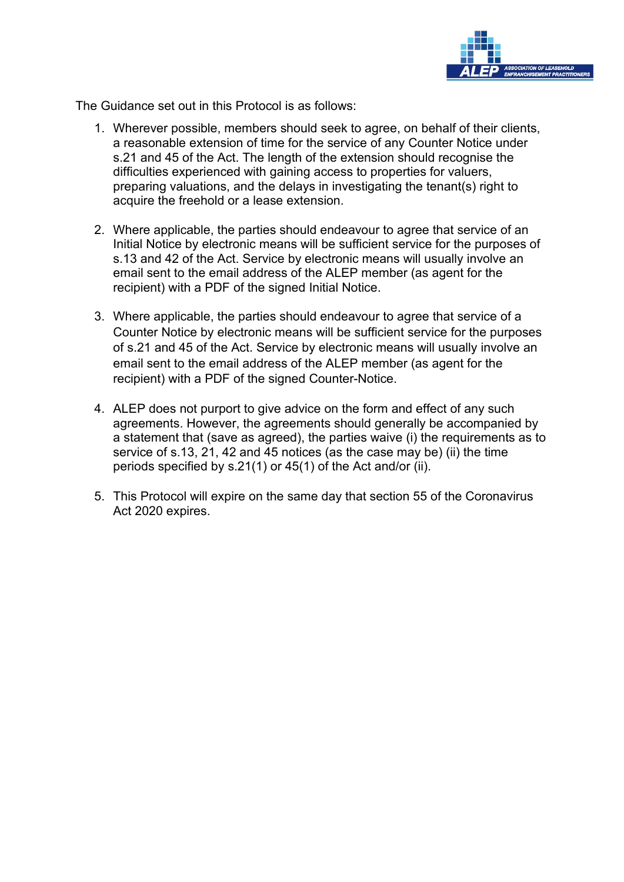The Guidance set out in this Protocol is as follows:

1. Wherever possible, members should seek to agree, on behalf of their clients, a reasonable extension of time for the service of any Counter Notice under s.21 and 45 of the Act. The length of the extension should recognise the difficulties experienced with gaining access to properties for valuers, preparing valuations, and the delays in investigating the tenant(s) right to acquire the freehold or a lease extension.

2. Where applicable, the parties should endeavour to agree that service of an Initial Notice by electronic means will be sufficient service for the purposes of s.13 and 42 of the Act. Service by electronic means will usually involve an email sent to the email address of the ALEP member (as agent for the recipient) with a PDF of the signed Initial Notice.

3. Where applicable, the parties should endeavour to agree that service of a Counter Notice by electronic means will be sufficient service for the purposes of s.21 and 45 of the Act. Service by electronic means will usually involve an email sent to the email address of the ALEP member (as agent for the recipient) with a PDF of the signed Counter-Notice.

4. ALEP does not purport to give advice on the form and effect of any such agreements. However, the agreements should generally be accompanied by a statement that (save as agreed), the parties waive (i) the requirements as to service of s.13, 21, 42 and 45 notices (as the case may be) (ii) the time periods specified by s.21(1) or 45(1) of the Act and/or (ii).

5. This Protocol will expire on the same day that section 55 of the Coronavirus Act 2020 expires.